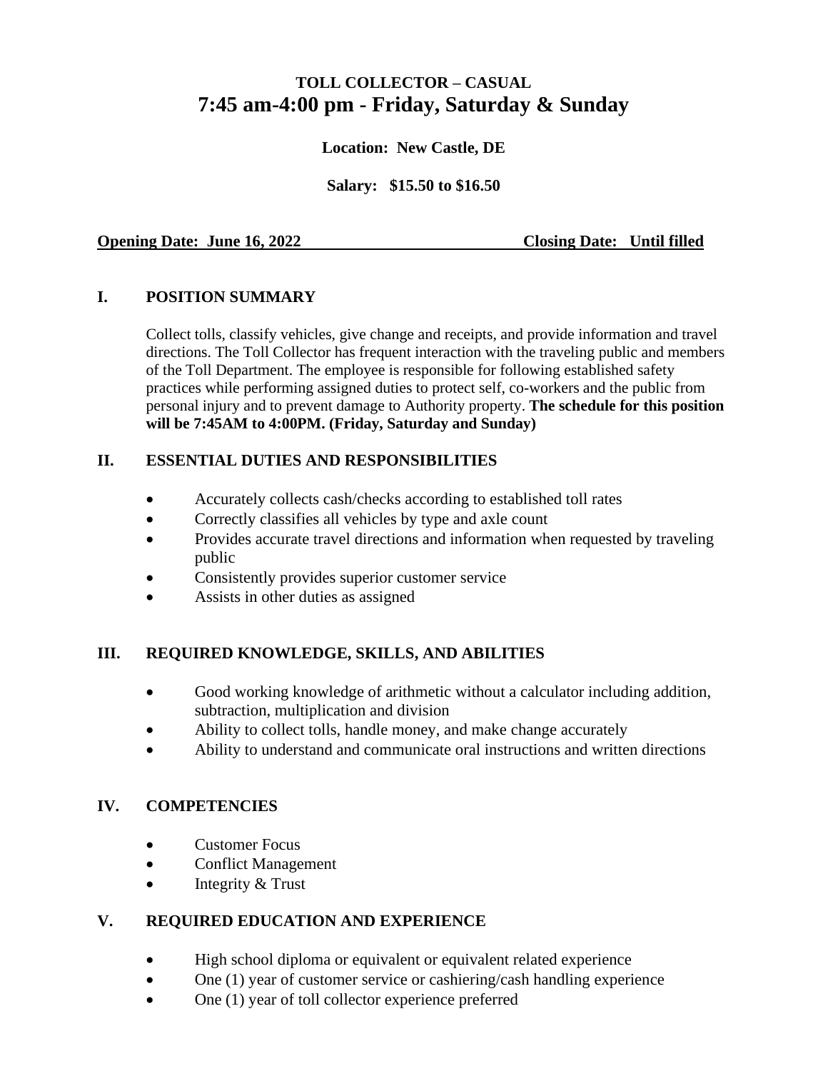# TOLL COLLECTOR – CASUAL
# 7:45 am-4:00 pm - Friday, Saturday & Sunday

**Location: New Castle, DE**

**Salary: $15.50 to $16.50**

**Opening Date: June 16, 2022** **Closing Date: Until filled**

## I. POSITION SUMMARY

Collect tolls, classify vehicles, give change and receipts, and provide information and travel directions. The Toll Collector has frequent interaction with the traveling public and members of the Toll Department. The employee is responsible for following established safety practices while performing assigned duties to protect self, co-workers and the public from personal injury and to prevent damage to Authority property. **The schedule for this position will be 7:45AM to 4:00PM. (Friday, Saturday and Sunday)**

## II. ESSENTIAL DUTIES AND RESPONSIBILITIES

- Accurately collects cash/checks according to established toll rates
- Correctly classifies all vehicles by type and axle count
- Provides accurate travel directions and information when requested by traveling public
- Consistently provides superior customer service
- Assists in other duties as assigned

## III. REQUIRED KNOWLEDGE, SKILLS, AND ABILITIES

- Good working knowledge of arithmetic without a calculator including addition, subtraction, multiplication and division
- Ability to collect tolls, handle money, and make change accurately
- Ability to understand and communicate oral instructions and written directions

## IV. COMPETENCIES

- Customer Focus
- Conflict Management
- Integrity & Trust

## V. REQUIRED EDUCATION AND EXPERIENCE

- High school diploma or equivalent or equivalent related experience
- One (1) year of customer service or cashiering/cash handling experience
- One (1) year of toll collector experience preferred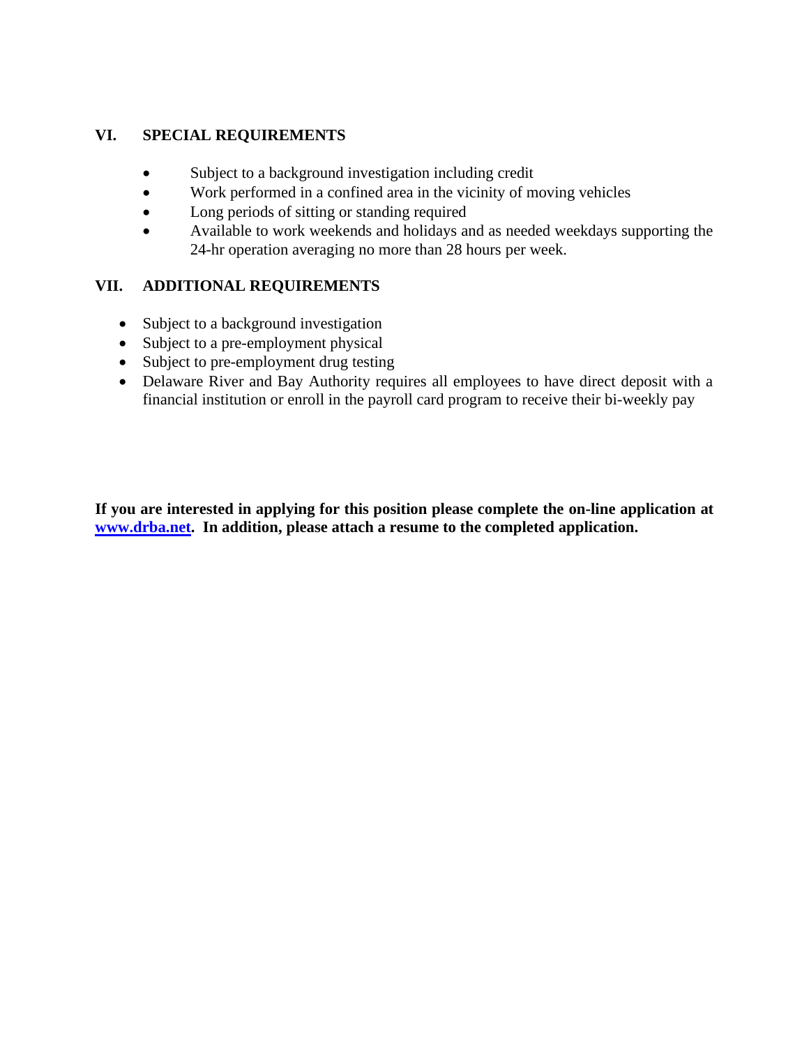## VI. SPECIAL REQUIREMENTS

- Subject to a background investigation including credit
- Work performed in a confined area in the vicinity of moving vehicles
- Long periods of sitting or standing required
- Available to work weekends and holidays and as needed weekdays supporting the 24-hr operation averaging no more than 28 hours per week.

## VII. ADDITIONAL REQUIREMENTS

- Subject to a background investigation
- Subject to a pre-employment physical
- Subject to pre-employment drug testing
- Delaware River and Bay Authority requires all employees to have direct deposit with a financial institution or enroll in the payroll card program to receive their bi-weekly pay

**If you are interested in applying for this position please complete the on-line application at [www.drba.net](http://www.drba.net). In addition, please attach a resume to the completed application.**